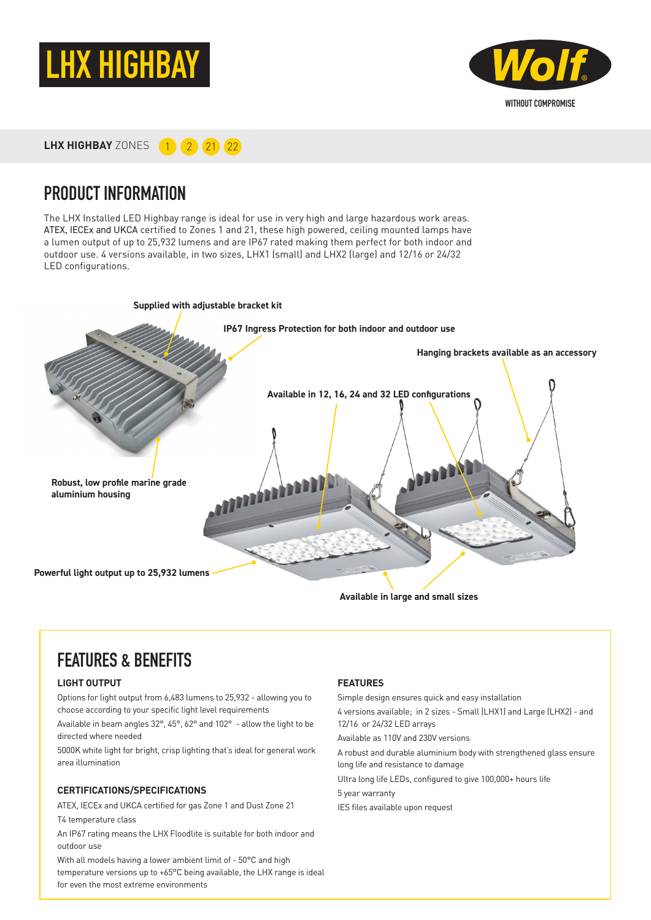# LHX HIGHBAY

**Wolf**

WITHOUT COMPROMISE

**LHX HIGHBAY** ZONES 1 2 21 22

## PRODUCT INFORMATION

The LHX Installed LED Highbay range is ideal for use in very high and large hazardous work areas. ATEX, IECEx and UKCA certified to Zones 1 and 21, these high powered, ceiling mounted lamps have a lumen output of up to 25,932 lumens and are IP67 rated making them perfect for both indoor and outdoor use. 4 versions available, in two sizes, LHX1 (small) and LHX2 (large) and 12/16 or 24/32 LED configurations.

**Supplied with adjustable bracket kit**

**IP67 Ingress Protection for both indoor and outdoor use**

**Hanging brackets available as an accessory**

**Available in 12, 16, 24 and 32 LED configurations**

**Robust, low profile marine grade aluminium housing**

**Powerful light output up to 25,932 lumens**

**Available in large and small sizes**

## FEATURES & BENEFITS

### LIGHT OUTPUT

Options for light output from 6,483 lumens to 25,932 - allowing you to choose according to your specific light level requirements

Available in beam angles 32°, 45°, 62° and 102° - allow the light to be directed where needed

5000K white light for bright, crisp lighting that's ideal for general work area illumination

### CERTIFICATIONS/SPECIFICATIONS

ATEX, IECEx and UKCA certified for gas Zone 1 and Dust Zone 21

T4 temperature class

An IP67 rating means the LHX Floodlite is suitable for both indoor and outdoor use

With all models having a lower ambient limit of - 50°C and high temperature versions up to +65°C being available, the LHX range is ideal for even the most extreme environments

### FEATURES

Simple design ensures quick and easy installation

4 versions available; in 2 sizes - Small (LHX1) and Large (LHX2) - and 12/16 or 24/32 LED arrays

Available as 110V and 230V versions

A robust and durable aluminium body with strengthened glass ensure long life and resistance to damage

Ultra long life LEDs, configured to give 100,000+ hours life

5 year warranty

IES files available upon request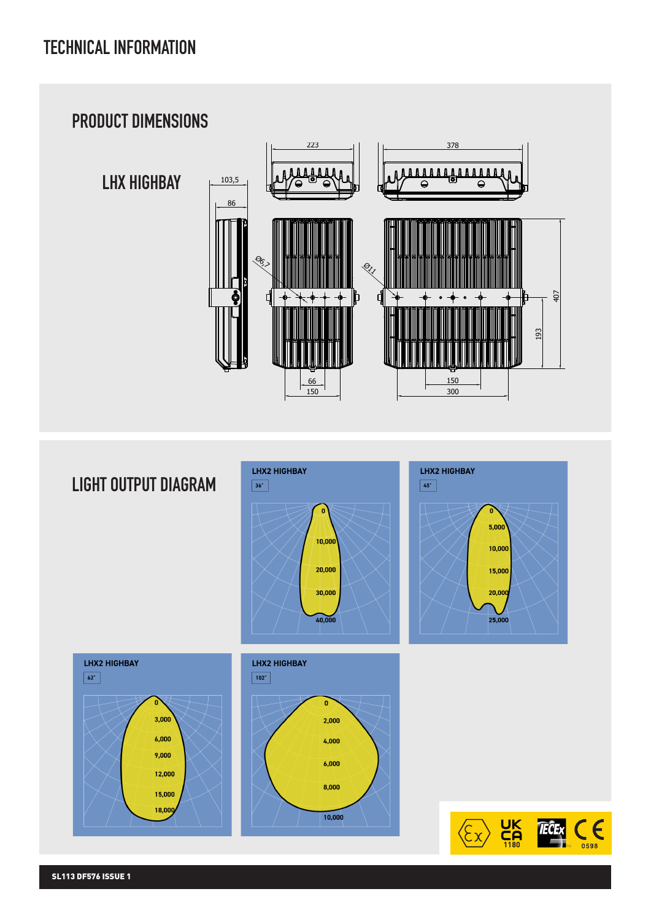# TECHNICAL INFORMATION

## PRODUCT DIMENSIONS

### LHX HIGHBAY

103,5

86

223

378

Ø6,7

Ø11

407

193

66

150

150

300

## LIGHT OUTPUT DIAGRAM

**LHX2 HIGHBAY**

36°

0
10,000
20,000
30,000
40,000

**LHX2 HIGHBAY**

45°

0
5,000
10,000
15,000
20,000
25,000

**LHX2 HIGHBAY**

62°

0
3,000
6,000
9,000
12,000
15,000
18,000

**LHX2 HIGHBAY**

102°

0
2,000
4,000
6,000
8,000
10,000

UK CA 1180

IECEx

CE 0598

**SL113 DF576 ISSUE 1**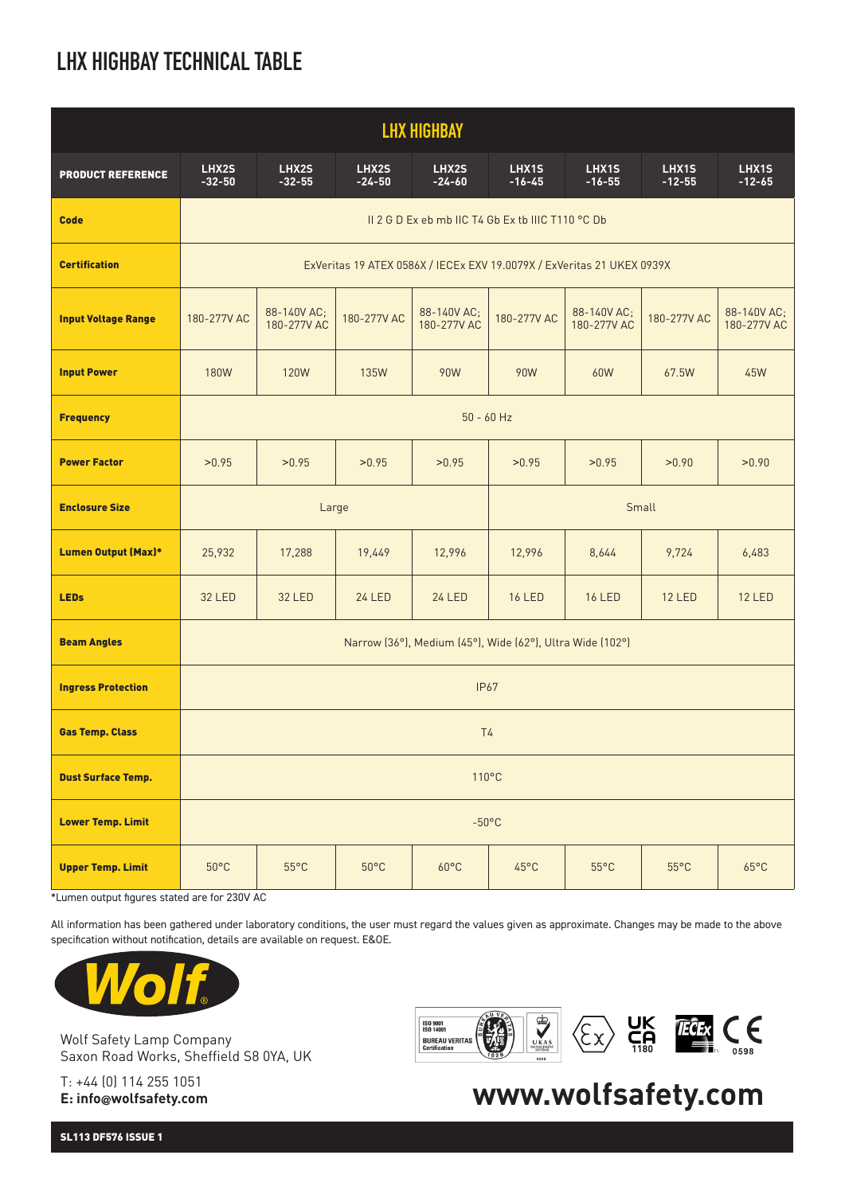# LHX HIGHBAY TECHNICAL TABLE

| LHX HIGHBAY | | | | | | | | |
|---|---|---|---|---|---|---|---|---|
| **PRODUCT REFERENCE** | **LHX2S -32-50** | **LHX2S -32-55** | **LHX2S -24-50** | **LHX2S -24-60** | **LHX1S -16-45** | **LHX1S -16-55** | **LHX1S -12-55** | **LHX1S -12-65** |
| **Code** | II 2 G D Ex eb mb IIC T4 Gb Ex tb IIIC T110 °C Db | | | | | | | |
| **Certification** | ExVeritas 19 ATEX 0586X / IECEx EXV 19.0079X / ExVeritas 21 UKEX 0939X | | | | | | | |
| **Input Voltage Range** | 180-277V AC | 88-140V AC; 180-277V AC | 180-277V AC | 88-140V AC; 180-277V AC | 180-277V AC | 88-140V AC; 180-277V AC | 180-277V AC | 88-140V AC; 180-277V AC |
| **Input Power** | 180W | 120W | 135W | 90W | 90W | 60W | 67.5W | 45W |
| **Frequency** | 50 - 60 Hz | | | | | | | |
| **Power Factor** | >0.95 | >0.95 | >0.95 | >0.95 | >0.95 | >0.95 | >0.90 | >0.90 |
| **Enclosure Size** | Large | | | | Small | | | |
| **Lumen Output (Max)*** | 25,932 | 17,288 | 19,449 | 12,996 | 12,996 | 8,644 | 9,724 | 6,483 |
| **LEDs** | 32 LED | 32 LED | 24 LED | 24 LED | 16 LED | 16 LED | 12 LED | 12 LED |
| **Beam Angles** | Narrow (36°), Medium (45°), Wide (62°), Ultra Wide (102°) | | | | | | | |
| **Ingress Protection** | IP67 | | | | | | | |
| **Gas Temp. Class** | T4 | | | | | | | |
| **Dust Surface Temp.** | 110°C | | | | | | | |
| **Lower Temp. Limit** | -50°C | | | | | | | |
| **Upper Temp. Limit** | 50°C | 55°C | 50°C | 60°C | 45°C | 55°C | 55°C | 65°C |

*Lumen output figures stated are for 230V AC

All information has been gathered under laboratory conditions, the user must regard the values given as approximate. Changes may be made to the above specification without notification, details are available on request. E&OE.

Wolf Safety Lamp Company
Saxon Road Works, Sheffield S8 0YA, UK

T: +44 (0) 114 255 1051
**E: info@wolfsafety.com**

**www.wolfsafety.com**

SL113 DF576 ISSUE 1